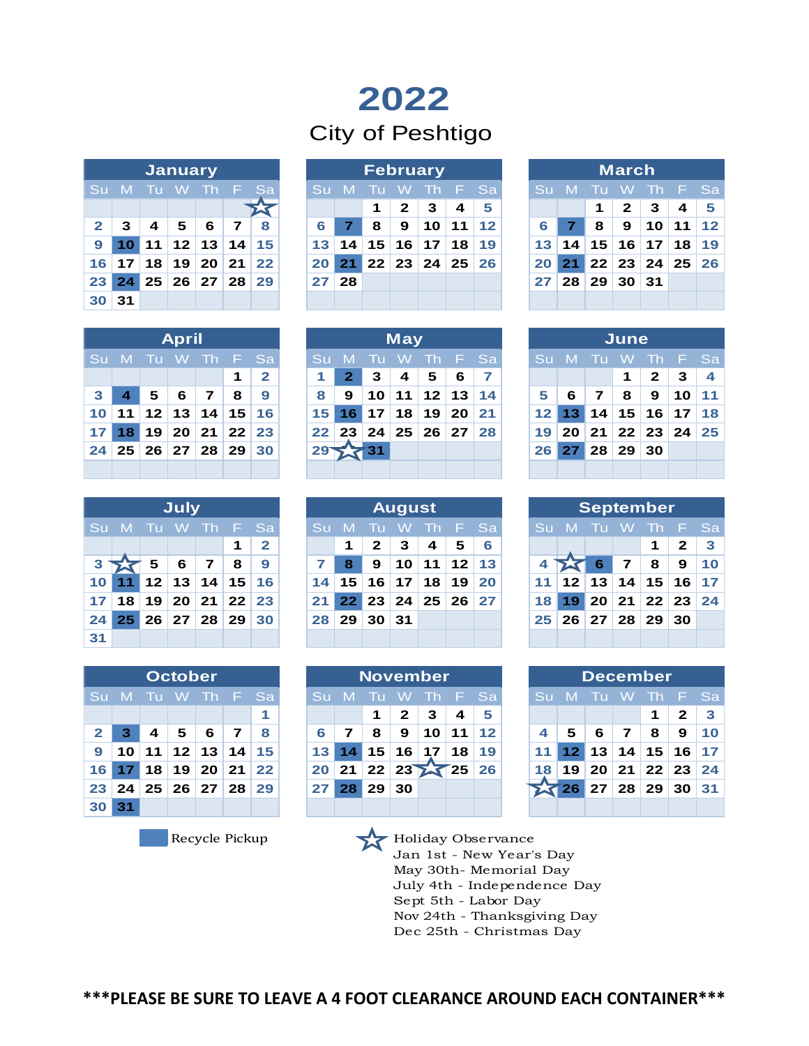# 2022

## City of Peshtigo

### January

| Su | M | Tu | W | Th | F | Sa |
|---|---|---|---|---|---|---|
| | | | | | | ☆ (1) |
| 2 | 3 | 4 | 5 | 6 | 7 | 8 |
| 9 | **10** | 11 | 12 | 13 | 14 | 15 |
| 16 | 17 | 18 | 19 | 20 | 21 | 22 |
| 23 | **24** | 25 | 26 | 27 | 28 | 29 |
| 30 | 31 | | | | | |

### February

| Su | M | Tu | W | Th | F | Sa |
|---|---|---|---|---|---|---|
| | | 1 | 2 | 3 | 4 | 5 |
| 6 | **7** | 8 | 9 | 10 | 11 | 12 |
| 13 | 14 | 15 | 16 | 17 | 18 | 19 |
| 20 | **21** | 22 | 23 | 24 | 25 | 26 |
| 27 | 28 | | | | | |

### March

| Su | M | Tu | W | Th | F | Sa |
|---|---|---|---|---|---|---|
| | | 1 | 2 | 3 | 4 | 5 |
| 6 | **7** | 8 | 9 | 10 | 11 | 12 |
| 13 | 14 | 15 | 16 | 17 | 18 | 19 |
| 20 | **21** | 22 | 23 | 24 | 25 | 26 |
| 27 | 28 | 29 | 30 | 31 | | |

### April

| Su | M | Tu | W | Th | F | Sa |
|---|---|---|---|---|---|---|
| | | | | | 1 | 2 |
| 3 | **4** | 5 | 6 | 7 | 8 | 9 |
| 10 | 11 | 12 | 13 | 14 | 15 | 16 |
| 17 | **18** | 19 | 20 | 21 | 22 | 23 |
| 24 | 25 | 26 | 27 | 28 | 29 | 30 |

### May

| Su | M | Tu | W | Th | F | Sa |
|---|---|---|---|---|---|---|
| 1 | **2** | 3 | 4 | 5 | 6 | 7 |
| 8 | 9 | 10 | 11 | 12 | 13 | 14 |
| 15 | **16** | 17 | 18 | 19 | 20 | 21 |
| 22 | 23 | 24 | 25 | 26 | 27 | 28 |
| 29 | ☆ (30) | **31** | | | | |

### June

| Su | M | Tu | W | Th | F | Sa |
|---|---|---|---|---|---|---|
| | | | 1 | 2 | 3 | 4 |
| 5 | 6 | 7 | 8 | 9 | 10 | 11 |
| 12 | **13** | 14 | 15 | 16 | 17 | 18 |
| 19 | 20 | 21 | 22 | 23 | 24 | 25 |
| 26 | **27** | 28 | 29 | 30 | | |

### July

| Su | M | Tu | W | Th | F | Sa |
|---|---|---|---|---|---|---|
| | | | | | 1 | 2 |
| 3 | ☆ (4) | 5 | 6 | 7 | 8 | 9 |
| 10 | **11** | 12 | 13 | 14 | 15 | 16 |
| 17 | 18 | 19 | 20 | 21 | 22 | 23 |
| 24 | **25** | 26 | 27 | 28 | 29 | 30 |
| 31 | | | | | | |

### August

| Su | M | Tu | W | Th | F | Sa |
|---|---|---|---|---|---|---|
| | 1 | 2 | 3 | 4 | 5 | 6 |
| 7 | **8** | 9 | 10 | 11 | 12 | 13 |
| 14 | 15 | 16 | 17 | 18 | 19 | 20 |
| 21 | **22** | 23 | 24 | 25 | 26 | 27 |
| 28 | 29 | 30 | 31 | | | |

### September

| Su | M | Tu | W | Th | F | Sa |
|---|---|---|---|---|---|---|
| | | | | 1 | 2 | 3 |
| 4 | ☆ (5) | **6** | 7 | 8 | 9 | 10 |
| 11 | 12 | 13 | 14 | 15 | 16 | 17 |
| 18 | **19** | 20 | 21 | 22 | 23 | 24 |
| 25 | 26 | 27 | 28 | 29 | 30 | |

### October

| Su | M | Tu | W | Th | F | Sa |
|---|---|---|---|---|---|---|
| | | | | | | 1 |
| 2 | **3** | 4 | 5 | 6 | 7 | 8 |
| 9 | 10 | 11 | 12 | 13 | 14 | 15 |
| 16 | **17** | 18 | 19 | 20 | 21 | 22 |
| 23 | 24 | 25 | 26 | 27 | 28 | 29 |
| 30 | **31** | | | | | |

### November

| Su | M | Tu | W | Th | F | Sa |
|---|---|---|---|---|---|---|
| | | 1 | 2 | 3 | 4 | 5 |
| 6 | 7 | 8 | 9 | 10 | 11 | 12 |
| 13 | **14** | 15 | 16 | 17 | 18 | 19 |
| 20 | 21 | 22 | 23 | ☆ (24) | 25 | 26 |
| 27 | **28** | 29 | 30 | | | |

### December

| Su | M | Tu | W | Th | F | Sa |
|---|---|---|---|---|---|---|
| | | | | 1 | 2 | 3 |
| 4 | 5 | 6 | 7 | 8 | 9 | 10 |
| 11 | **12** | 13 | 14 | 15 | 16 | 17 |
| 18 | 19 | 20 | 21 | 22 | 23 | 24 |
| ☆ (25) | **26** | 27 | 28 | 29 | 30 | 31 |

**Bold** = Recycle Pickup

☆ Holiday Observance
- Jan 1st - New Year's Day
- May 30th- Memorial Day
- July 4th - Independence Day
- Sept 5th - Labor Day
- Nov 24th - Thanksgiving Day
- Dec 25th - Christmas Day

**\*\*\*PLEASE BE SURE TO LEAVE A 4 FOOT CLEARANCE AROUND EACH CONTAINER\*\*\***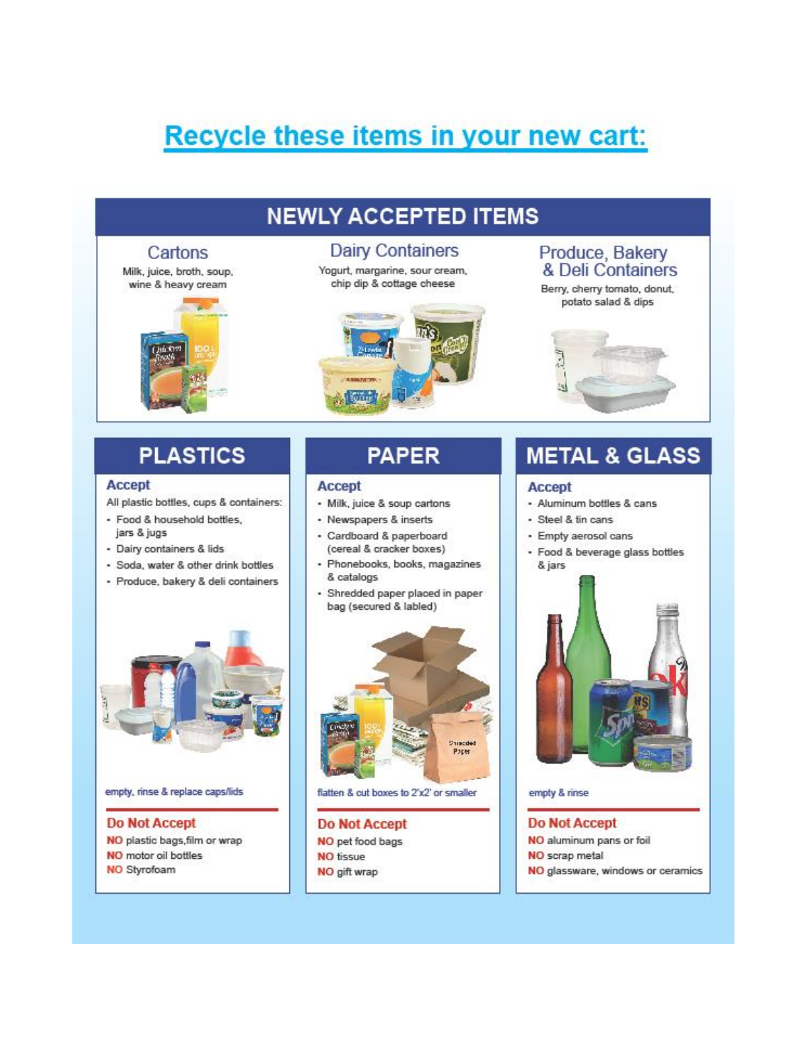# Recycle these items in your new cart:

## NEWLY ACCEPTED ITEMS

### Cartons

Milk, juice, broth, soup, wine & heavy cream

### Dairy Containers

Yogurt, margarine, sour cream, chip dip & cottage cheese

### Produce, Bakery & Deli Containers

Berry, cherry tomato, donut, potato salad & dips

## PLASTICS

### Accept

All plastic bottles, cups & containers:

- Food & household bottles, jars & jugs
- Dairy containers & lids
- Soda, water & other drink bottles
- Produce, bakery & deli containers

empty, rinse & replace caps/lids

### Do Not Accept

**NO** plastic bags,film or wrap
**NO** motor oil bottles
**NO** Styrofoam

## PAPER

### Accept

- Milk, juice & soup cartons
- Newspapers & inserts
- Cardboard & paperboard (cereal & cracker boxes)
- Phonebooks, books, magazines & catalogs
- Shredded paper placed in paper bag (secured & labled)

flatten & cut boxes to 2'x2' or smaller

### Do Not Accept

**NO** pet food bags
**NO** tissue
**NO** gift wrap

## METAL & GLASS

### Accept

- Aluminum bottles & cans
- Steel & tin cans
- Empty aerosol cans
- Food & beverage glass bottles & jars

empty & rinse

### Do Not Accept

**NO** aluminum pans or foil
**NO** scrap metal
**NO** glassware, windows or ceramics